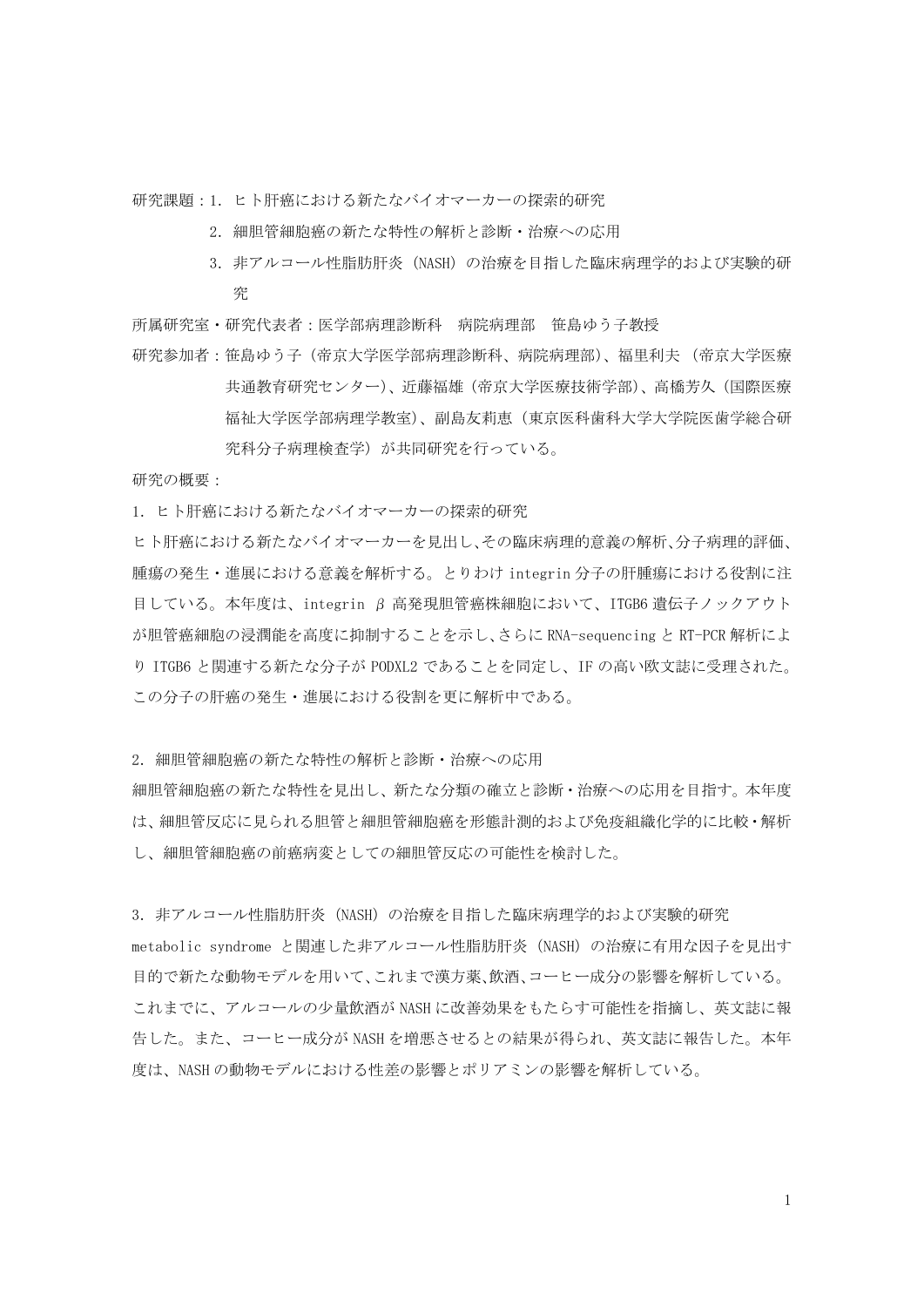研究課題：1. ヒト肝癌における新たなバイオマーカーの探索的研究

2. 細胆管細胞癌の新たな特性の解析と診断・治療への応用

3. 非アルコール性脂肪肝炎（NASH）の治療を目指した臨床病理学的および実験的研究

所属研究室・研究代表者：医学部病理診断科　病院病理部　笹島ゆう子教授

研究参加者：笹島ゆう子（帝京大学医学部病理診断科、病院病理部）、福里利夫（帝京大学医療共通教育研究センター）、近藤福雄（帝京大学医療技術学部）、高橋芳久（国際医療福祉大学医学部病理学教室）、副島友莉恵（東京医科歯科大学大学院医歯学総合研究科分子病理検査学）が共同研究を行っている。

研究の概要：

1. ヒト肝癌における新たなバイオマーカーの探索的研究

ヒト肝癌における新たなバイオマーカーを見出し、その臨床病理的意義の解析、分子病理的評価、腫瘍の発生・進展における意義を解析する。とりわけ integrin 分子の肝腫瘍における役割に注目している。本年度は、integrin β 高発現胆管癌株細胞において、ITGB6 遺伝子ノックアウトが胆管癌細胞の浸潤能を高度に抑制することを示し、さらに RNA-sequencing と RT-PCR 解析により ITGB6 と関連する新たな分子が PODXL2 であることを同定し、IF の高い欧文誌に受理された。この分子の肝癌の発生・進展における役割を更に解析中である。

2. 細胆管細胞癌の新たな特性の解析と診断・治療への応用

細胆管細胞癌の新たな特性を見出し、新たな分類の確立と診断・治療への応用を目指す。本年度は、細胆管反応に見られる胆管と細胆管細胞癌を形態計測的および免疫組織化学的に比較・解析し、細胆管細胞癌の前癌病変としての細胆管反応の可能性を検討した。

3. 非アルコール性脂肪肝炎（NASH）の治療を目指した臨床病理学的および実験的研究

metabolic syndrome と関連した非アルコール性脂肪肝炎（NASH）の治療に有用な因子を見出す目的で新たな動物モデルを用いて、これまで漢方薬、飲酒、コーヒー成分の影響を解析している。これまでに、アルコールの少量飲酒が NASH に改善効果をもたらす可能性を指摘し、英文誌に報告した。また、コーヒー成分が NASH を増悪させるとの結果が得られ、英文誌に報告した。本年度は、NASH の動物モデルにおける性差の影響とポリアミンの影響を解析している。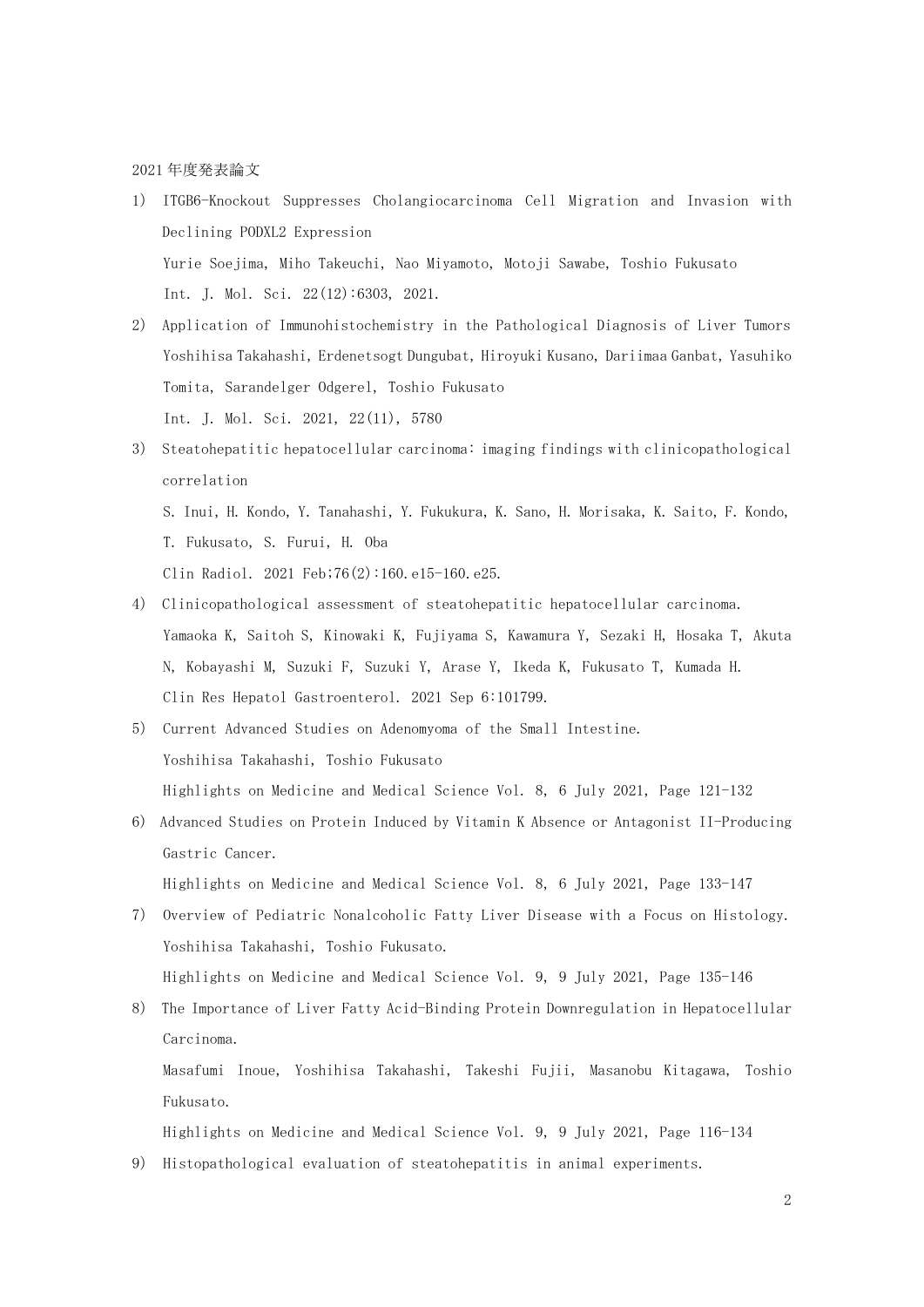2021年度発表論文

1) ITGB6-Knockout Suppresses Cholangiocarcinoma Cell Migration and Invasion with Declining PODXL2 Expression  
   Yurie Soejima, Miho Takeuchi, Nao Miyamoto, Motoji Sawabe, Toshio Fukusato  
   Int. J. Mol. Sci. 22(12):6303, 2021.

2) Application of Immunohistochemistry in the Pathological Diagnosis of Liver Tumors  
   Yoshihisa Takahashi, Erdenetsogt Dungubat, Hiroyuki Kusano, Dariimaa Ganbat, Yasuhiko Tomita, Sarandelger Odgerel, Toshio Fukusato  
   Int. J. Mol. Sci. 2021, 22(11), 5780

3) Steatohepatitic hepatocellular carcinoma: imaging findings with clinicopathological correlation  
   S. Inui, H. Kondo, Y. Tanahashi, Y. Fukukura, K. Sano, H. Morisaka, K. Saito, F. Kondo, T. Fukusato, S. Furui, H. Oba  
   Clin Radiol. 2021 Feb;76(2):160.e15-160.e25.

4) Clinicopathological assessment of steatohepatitic hepatocellular carcinoma.  
   Yamaoka K, Saitoh S, Kinowaki K, Fujiyama S, Kawamura Y, Sezaki H, Hosaka T, Akuta N, Kobayashi M, Suzuki F, Suzuki Y, Arase Y, Ikeda K, Fukusato T, Kumada H.  
   Clin Res Hepatol Gastroenterol. 2021 Sep 6:101799.

5) Current Advanced Studies on Adenomyoma of the Small Intestine.  
   Yoshihisa Takahashi, Toshio Fukusato  
   Highlights on Medicine and Medical Science Vol. 8, 6 July 2021, Page 121-132

6) Advanced Studies on Protein Induced by Vitamin K Absence or Antagonist II-Producing Gastric Cancer.  
   Highlights on Medicine and Medical Science Vol. 8, 6 July 2021, Page 133-147

7) Overview of Pediatric Nonalcoholic Fatty Liver Disease with a Focus on Histology.  
   Yoshihisa Takahashi, Toshio Fukusato.  
   Highlights on Medicine and Medical Science Vol. 9, 9 July 2021, Page 135-146

8) The Importance of Liver Fatty Acid-Binding Protein Downregulation in Hepatocellular Carcinoma.  
   Masafumi Inoue, Yoshihisa Takahashi, Takeshi Fujii, Masanobu Kitagawa, Toshio Fukusato.  
   Highlights on Medicine and Medical Science Vol. 9, 9 July 2021, Page 116-134

9) Histopathological evaluation of steatohepatitis in animal experiments.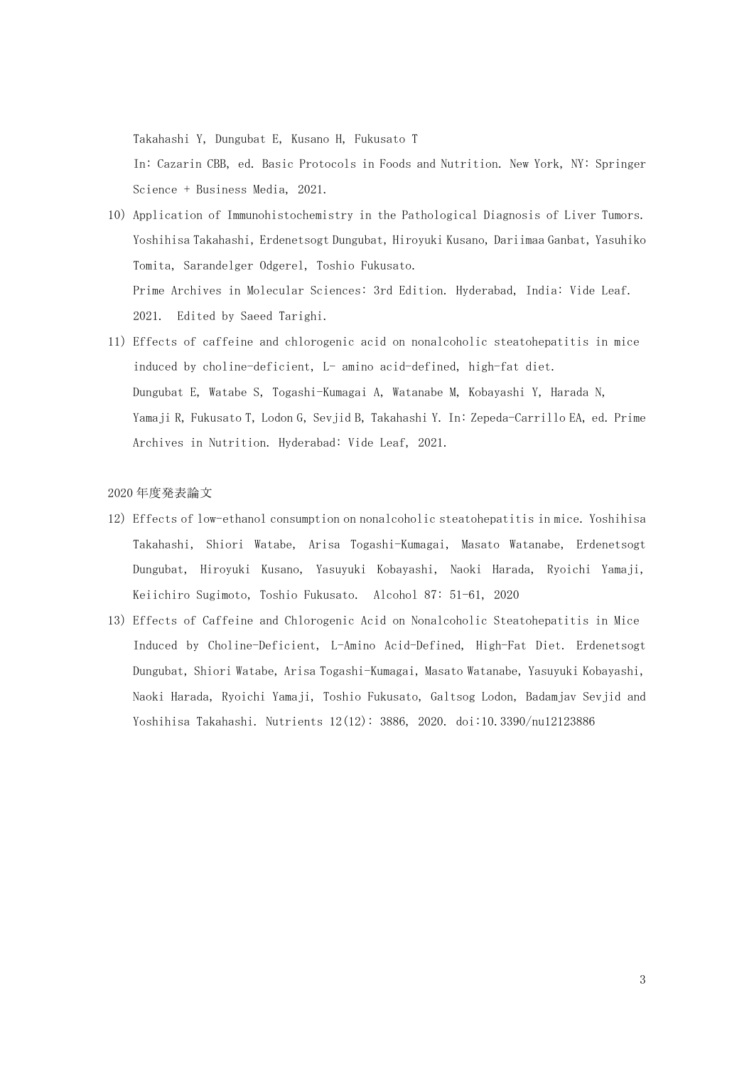Takahashi Y, Dungubat E, Kusano H, Fukusato T
In: Cazarin CBB, ed. Basic Protocols in Foods and Nutrition. New York, NY: Springer Science + Business Media, 2021.

10) Application of Immunohistochemistry in the Pathological Diagnosis of Liver Tumors. Yoshihisa Takahashi, Erdenetsogt Dungubat, Hiroyuki Kusano, Dariimaa Ganbat, Yasuhiko Tomita, Sarandelger Odgerel, Toshio Fukusato.
Prime Archives in Molecular Sciences: 3rd Edition. Hyderabad, India: Vide Leaf. 2021. Edited by Saeed Tarighi.

11) Effects of caffeine and chlorogenic acid on nonalcoholic steatohepatitis in mice induced by choline-deficient, L- amino acid-defined, high-fat diet.
Dungubat E, Watabe S, Togashi-Kumagai A, Watanabe M, Kobayashi Y, Harada N, Yamaji R, Fukusato T, Lodon G, Sevjid B, Takahashi Y. In: Zepeda-Carrillo EA, ed. Prime Archives in Nutrition. Hyderabad: Vide Leaf, 2021.

2020年度発表論文

12) Effects of low-ethanol consumption on nonalcoholic steatohepatitis in mice. Yoshihisa Takahashi, Shiori Watabe, Arisa Togashi-Kumagai, Masato Watanabe, Erdenetsogt Dungubat, Hiroyuki Kusano, Yasuyuki Kobayashi, Naoki Harada, Ryoichi Yamaji, Keiichiro Sugimoto, Toshio Fukusato. Alcohol 87: 51-61, 2020

13) Effects of Caffeine and Chlorogenic Acid on Nonalcoholic Steatohepatitis in Mice Induced by Choline-Deficient, L-Amino Acid-Defined, High-Fat Diet. Erdenetsogt Dungubat, Shiori Watabe, Arisa Togashi-Kumagai, Masato Watanabe, Yasuyuki Kobayashi, Naoki Harada, Ryoichi Yamaji, Toshio Fukusato, Galtsog Lodon, Badamjav Sevjid and Yoshihisa Takahashi. Nutrients 12(12): 3886, 2020. doi:10.3390/nu12123886